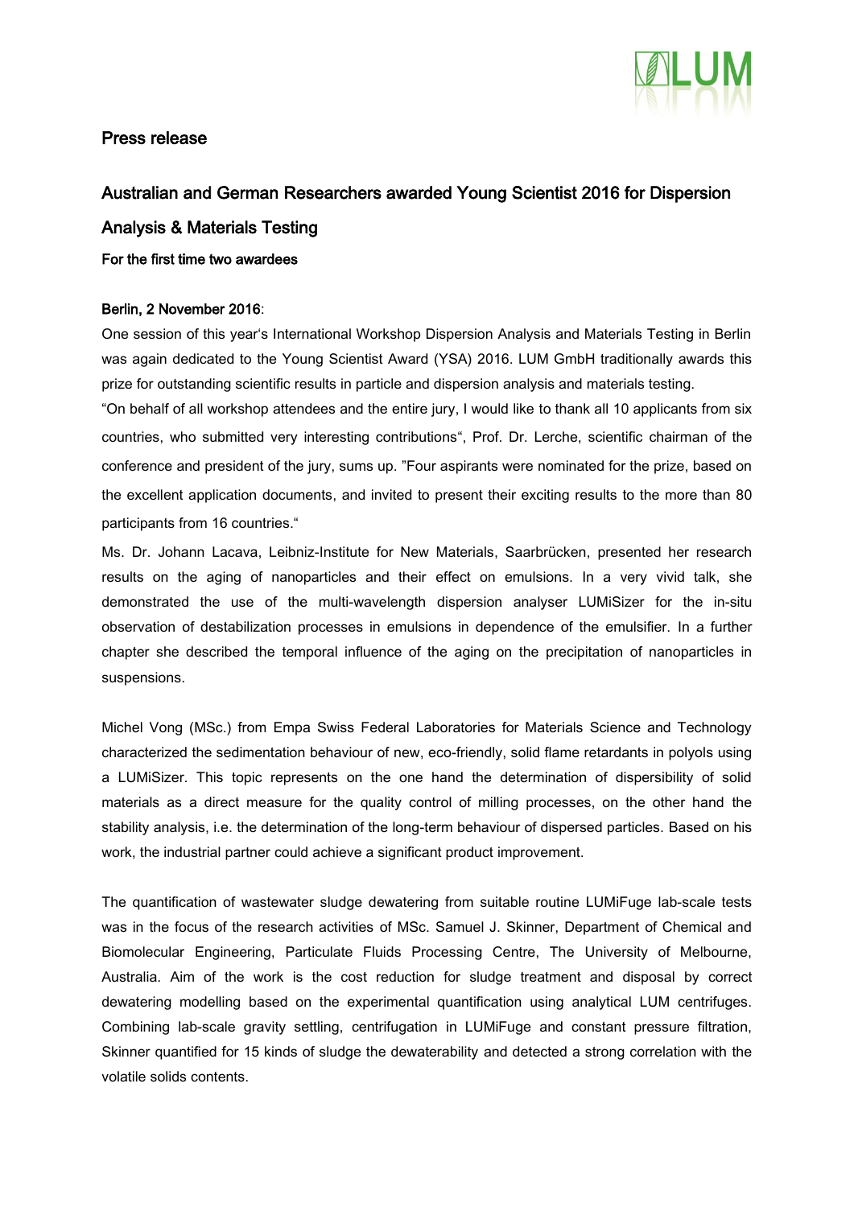## Press release

# Australian and German Researchers awarded Young Scientist 2016 for Dispersion Analysis & Materials Testing

**For the first time two awardees**

**Berlin, 2 November 2016**:

One session of this year's International Workshop Dispersion Analysis and Materials Testing in Berlin was again dedicated to the Young Scientist Award (YSA) 2016. LUM GmbH traditionally awards this prize for outstanding scientific results in particle and dispersion analysis and materials testing.

"On behalf of all workshop attendees and the entire jury, I would like to thank all 10 applicants from six countries, who submitted very interesting contributions", Prof. Dr. Lerche, scientific chairman of the conference and president of the jury, sums up. "Four aspirants were nominated for the prize, based on the excellent application documents, and invited to present their exciting results to the more than 80 participants from 16 countries."

Ms. Dr. Johann Lacava, Leibniz-Institute for New Materials, Saarbrücken, presented her research results on the aging of nanoparticles and their effect on emulsions. In a very vivid talk, she demonstrated the use of the multi-wavelength dispersion analyser LUMiSizer for the in-situ observation of destabilization processes in emulsions in dependence of the emulsifier. In a further chapter she described the temporal influence of the aging on the precipitation of nanoparticles in suspensions.

Michel Vong (MSc.) from Empa Swiss Federal Laboratories for Materials Science and Technology characterized the sedimentation behaviour of new, eco-friendly, solid flame retardants in polyols using a LUMiSizer. This topic represents on the one hand the determination of dispersibility of solid materials as a direct measure for the quality control of milling processes, on the other hand the stability analysis, i.e. the determination of the long-term behaviour of dispersed particles. Based on his work, the industrial partner could achieve a significant product improvement.

The quantification of wastewater sludge dewatering from suitable routine LUMiFuge lab-scale tests was in the focus of the research activities of MSc. Samuel J. Skinner, Department of Chemical and Biomolecular Engineering, Particulate Fluids Processing Centre, The University of Melbourne, Australia. Aim of the work is the cost reduction for sludge treatment and disposal by correct dewatering modelling based on the experimental quantification using analytical LUM centrifuges. Combining lab-scale gravity settling, centrifugation in LUMiFuge and constant pressure filtration, Skinner quantified for 15 kinds of sludge the dewaterability and detected a strong correlation with the volatile solids contents.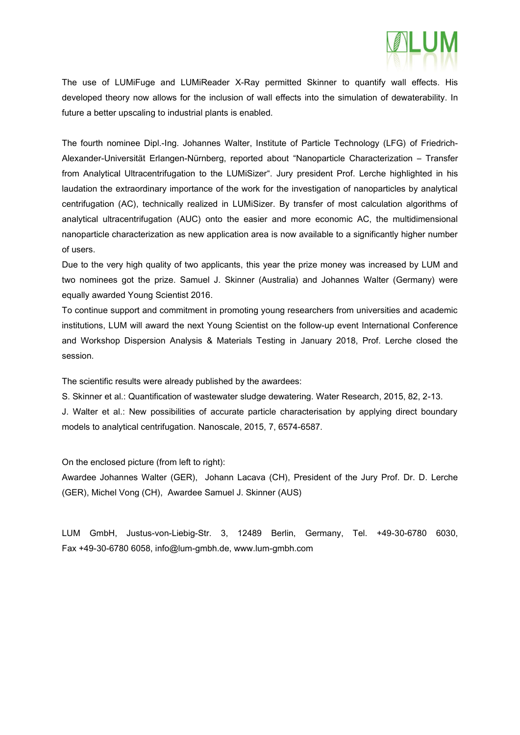The use of LUMiFuge and LUMiReader X-Ray permitted Skinner to quantify wall effects. His developed theory now allows for the inclusion of wall effects into the simulation of dewaterability. In future a better upscaling to industrial plants is enabled.

The fourth nominee Dipl.-Ing. Johannes Walter, Institute of Particle Technology (LFG) of Friedrich-Alexander-Universität Erlangen-Nürnberg, reported about "Nanoparticle Characterization – Transfer from Analytical Ultracentrifugation to the LUMiSizer". Jury president Prof. Lerche highlighted in his laudation the extraordinary importance of the work for the investigation of nanoparticles by analytical centrifugation (AC), technically realized in LUMiSizer. By transfer of most calculation algorithms of analytical ultracentrifugation (AUC) onto the easier and more economic AC, the multidimensional nanoparticle characterization as new application area is now available to a significantly higher number of users.

Due to the very high quality of two applicants, this year the prize money was increased by LUM and two nominees got the prize. Samuel J. Skinner (Australia) and Johannes Walter (Germany) were equally awarded Young Scientist 2016.

To continue support and commitment in promoting young researchers from universities and academic institutions, LUM will award the next Young Scientist on the follow-up event International Conference and Workshop Dispersion Analysis & Materials Testing in January 2018, Prof. Lerche closed the session.

The scientific results were already published by the awardees:

S. Skinner et al.: Quantification of wastewater sludge dewatering. Water Research, 2015, 82, 2-13.

J. Walter et al.: New possibilities of accurate particle characterisation by applying direct boundary models to analytical centrifugation. Nanoscale, 2015, 7, 6574-6587.

On the enclosed picture (from left to right):

Awardee Johannes Walter (GER), Johann Lacava (CH), President of the Jury Prof. Dr. D. Lerche (GER), Michel Vong (CH), Awardee Samuel J. Skinner (AUS)

LUM GmbH, Justus-von-Liebig-Str. 3, 12489 Berlin, Germany, Tel. +49-30-6780 6030, Fax +49-30-6780 6058, info@lum-gmbh.de, www.lum-gmbh.com